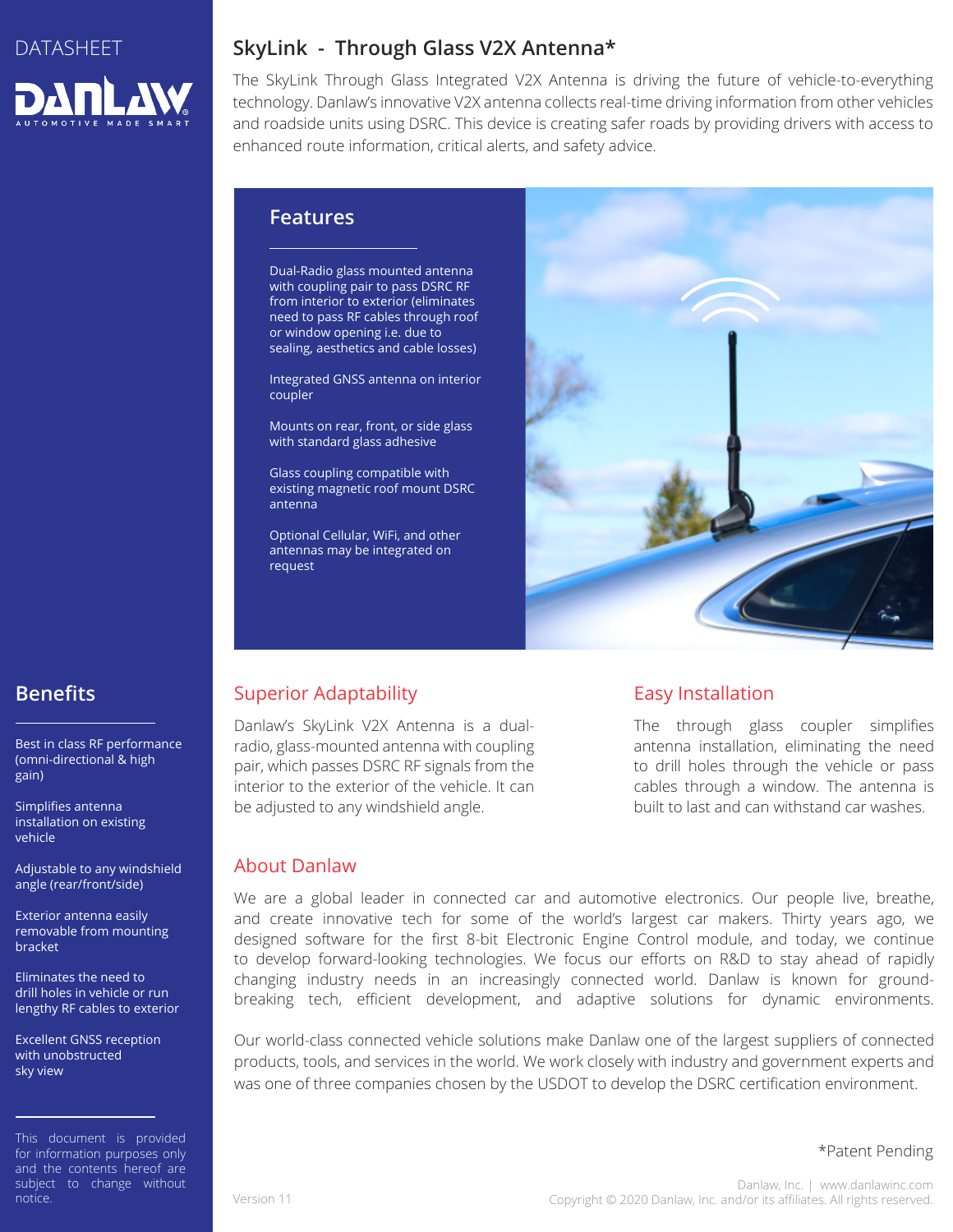DATASHEET

DANLAW

AUTOMOTIVE MADE SMART

# SkyLink - Through Glass V2X Antenna*

The SkyLink Through Glass Integrated V2X Antenna is driving the future of vehicle-to-everything technology. Danlaw's innovative V2X antenna collects real-time driving information from other vehicles and roadside units using DSRC. This device is creating safer roads by providing drivers with access to enhanced route information, critical alerts, and safety advice.

## Features

- Dual-Radio glass mounted antenna with coupling pair to pass DSRC RF from interior to exterior (eliminates need to pass RF cables through roof or window opening i.e. due to sealing, aesthetics and cable losses)
- Integrated GNSS antenna on interior coupler
- Mounts on rear, front, or side glass with standard glass adhesive
- Glass coupling compatible with existing magnetic roof mount DSRC antenna
- Optional Cellular, WiFi, and other antennas may be integrated on request

## Benefits

- Best in class RF performance (omni-directional & high gain)
- Simplifies antenna installation on existing vehicle
- Adjustable to any windshield angle (rear/front/side)
- Exterior antenna easily removable from mounting bracket
- Eliminates the need to drill holes in vehicle or run lengthy RF cables to exterior
- Excellent GNSS reception with unobstructed sky view

## Superior Adaptability

Danlaw's SkyLink V2X Antenna is a dual-radio, glass-mounted antenna with coupling pair, which passes DSRC RF signals from the interior to the exterior of the vehicle. It can be adjusted to any windshield angle.

## Easy Installation

The through glass coupler simplifies antenna installation, eliminating the need to drill holes through the vehicle or pass cables through a window. The antenna is built to last and can withstand car washes.

## About Danlaw

We are a global leader in connected car and automotive electronics. Our people live, breathe, and create innovative tech for some of the world's largest car makers. Thirty years ago, we designed software for the first 8-bit Electronic Engine Control module, and today, we continue to develop forward-looking technologies. We focus our efforts on R&D to stay ahead of rapidly changing industry needs in an increasingly connected world. Danlaw is known for ground-breaking tech, efficient development, and adaptive solutions for dynamic environments.

Our world-class connected vehicle solutions make Danlaw one of the largest suppliers of connected products, tools, and services in the world. We work closely with industry and government experts and was one of three companies chosen by the USDOT to develop the DSRC certification environment.

*Patent Pending

This document is provided for information purposes only and the contents hereof are subject to change without notice.

Version 11

Danlaw, Inc. | www.danlawinc.com
Copyright © 2020 Danlaw, Inc. and/or its affiliates. All rights reserved.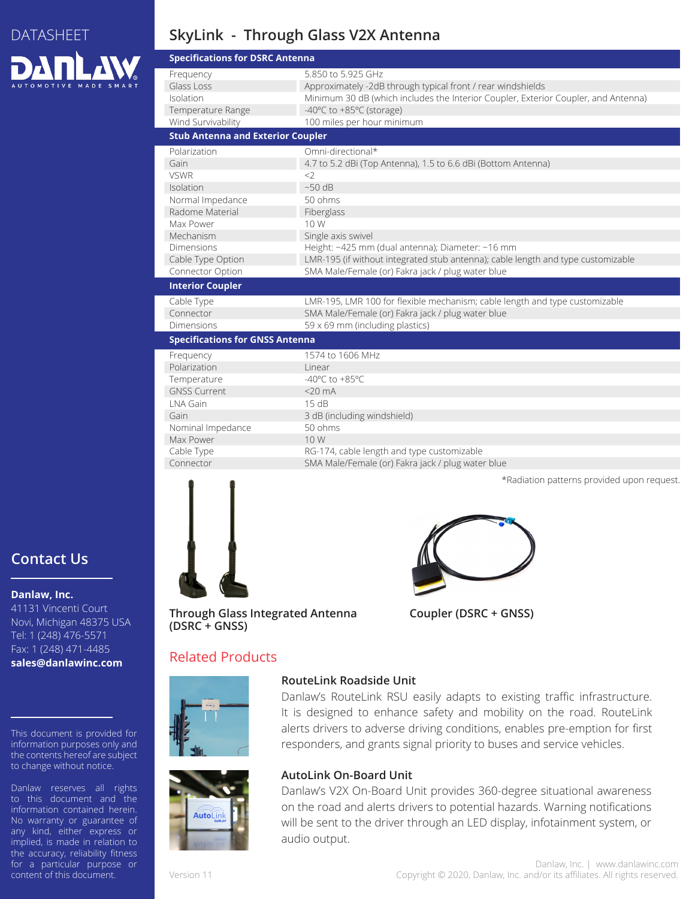DATASHEET

DANLAW
AUTOMOTIVE MADE SMART

# SkyLink - Through Glass V2X Antenna

| Specifications for DSRC Antenna | |
|---|---|
| Frequency | 5.850 to 5.925 GHz |
| Glass Loss | Approximately -2dB through typical front / rear windshields |
| Isolation | Minimum 30 dB (which includes the Interior Coupler, Exterior Coupler, and Antenna) |
| Temperature Range | -40°C to +85°C (storage) |
| Wind Survivability | 100 miles per hour minimum |
| **Stub Antenna and Exterior Coupler** | |
| Polarization | Omni-directional* |
| Gain | 4.7 to 5.2 dBi (Top Antenna), 1.5 to 6.6 dBi (Bottom Antenna) |
| VSWR | <2 |
| Isolation | ~50 dB |
| Normal Impedance | 50 ohms |
| Radome Material | Fiberglass |
| Max Power | 10 W |
| Mechanism | Single axis swivel |
| Dimensions | Height: ~425 mm (dual antenna); Diameter: ~16 mm |
| Cable Type Option | LMR-195 (if without integrated stub antenna); cable length and type customizable |
| Connector Option | SMA Male/Female (or) Fakra jack / plug water blue |
| **Interior Coupler** | |
| Cable Type | LMR-195, LMR 100 for flexible mechanism; cable length and type customizable |
| Connector | SMA Male/Female (or) Fakra jack / plug water blue |
| Dimensions | 59 x 69 mm (including plastics) |
| **Specifications for GNSS Antenna** | |
| Frequency | 1574 to 1606 MHz |
| Polarization | Linear |
| Temperature | -40°C to +85°C |
| GNSS Current | <20 mA |
| LNA Gain | 15 dB |
| Gain | 3 dB (including windshield) |
| Nominal Impedance | 50 ohms |
| Max Power | 10 W |
| Cable Type | RG-174, cable length and type customizable |
| Connector | SMA Male/Female (or) Fakra jack / plug water blue |

*Radiation patterns provided upon request.

**Through Glass Integrated Antenna (DSRC + GNSS)**

**Coupler (DSRC + GNSS)**

## Related Products

### RouteLink Roadside Unit

Danlaw's RouteLink RSU easily adapts to existing traffic infrastructure. It is designed to enhance safety and mobility on the road. RouteLink alerts drivers to adverse driving conditions, enables pre-emption for first responders, and grants signal priority to buses and service vehicles.

### AutoLink On-Board Unit

Danlaw's V2X On-Board Unit provides 360-degree situational awareness on the road and alerts drivers to potential hazards. Warning notifications will be sent to the driver through an LED display, infotainment system, or audio output.

## Contact Us

**Danlaw, Inc.**
41131 Vincenti Court
Novi, Michigan 48375 USA
Tel: 1 (248) 476-5571
Fax: 1 (248) 471-4485
**sales@danlawinc.com**

This document is provided for information purposes only and the contents hereof are subject to change without notice.

Danlaw reserves all rights to this document and the information contained herein. No warranty or guarantee of any kind, either express or implied, is made in relation to the accuracy, reliability fitness for a particular purpose or content of this document.

Version 11

Danlaw, Inc. | www.danlawinc.com
Copyright © 2020, Danlaw, Inc. and/or its affiliates. All rights reserved.